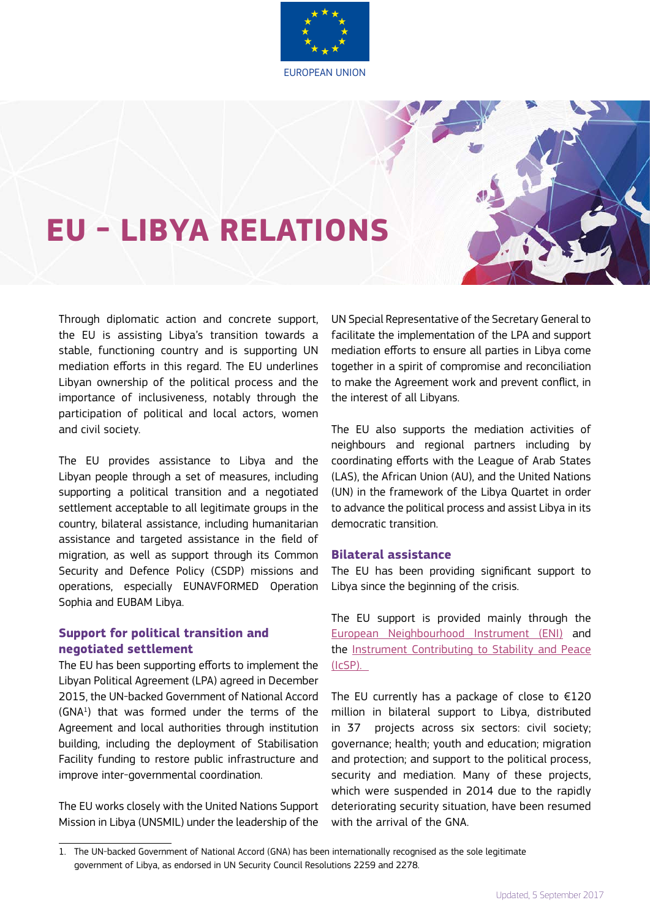EUROPEAN UNION

# EU – LIBYA RELATIONS

Through diplomatic action and concrete support, the EU is assisting Libya's transition towards a stable, functioning country and is supporting UN mediation efforts in this regard. The EU underlines Libyan ownership of the political process and the importance of inclusiveness, notably through the participation of political and local actors, women and civil society.

The EU provides assistance to Libya and the Libyan people through a set of measures, including supporting a political transition and a negotiated settlement acceptable to all legitimate groups in the country, bilateral assistance, including humanitarian assistance and targeted assistance in the field of migration, as well as support through its Common Security and Defence Policy (CSDP) missions and operations, especially EUNAVFORMED Operation Sophia and EUBAM Libya.

## Support for political transition and negotiated settlement

The EU has been supporting efforts to implement the Libyan Political Agreement (LPA) agreed in December 2015, the UN-backed Government of National Accord (GNA[1]) that was formed under the terms of the Agreement and local authorities through institution building, including the deployment of Stabilisation Facility funding to restore public infrastructure and improve inter-governmental coordination.

The EU works closely with the United Nations Support Mission in Libya (UNSMIL) under the leadership of the UN Special Representative of the Secretary General to facilitate the implementation of the LPA and support mediation efforts to ensure all parties in Libya come together in a spirit of compromise and reconciliation to make the Agreement work and prevent conflict, in the interest of all Libyans.

The EU also supports the mediation activities of neighbours and regional partners including by coordinating efforts with the League of Arab States (LAS), the African Union (AU), and the United Nations (UN) in the framework of the Libya Quartet in order to advance the political process and assist Libya in its democratic transition.

## Bilateral assistance

The EU has been providing significant support to Libya since the beginning of the crisis.

The EU support is provided mainly through the European Neighbourhood Instrument (ENI) and the Instrument Contributing to Stability and Peace (IcSP).

The EU currently has a package of close to €120 million in bilateral support to Libya, distributed in 37 projects across six sectors: civil society; governance; health; youth and education; migration and protection; and support to the political process, security and mediation. Many of these projects, which were suspended in 2014 due to the rapidly deteriorating security situation, have been resumed with the arrival of the GNA.

1. The UN-backed Government of National Accord (GNA) has been internationally recognised as the sole legitimate government of Libya, as endorsed in UN Security Council Resolutions 2259 and 2278.

Updated, 5 September 2017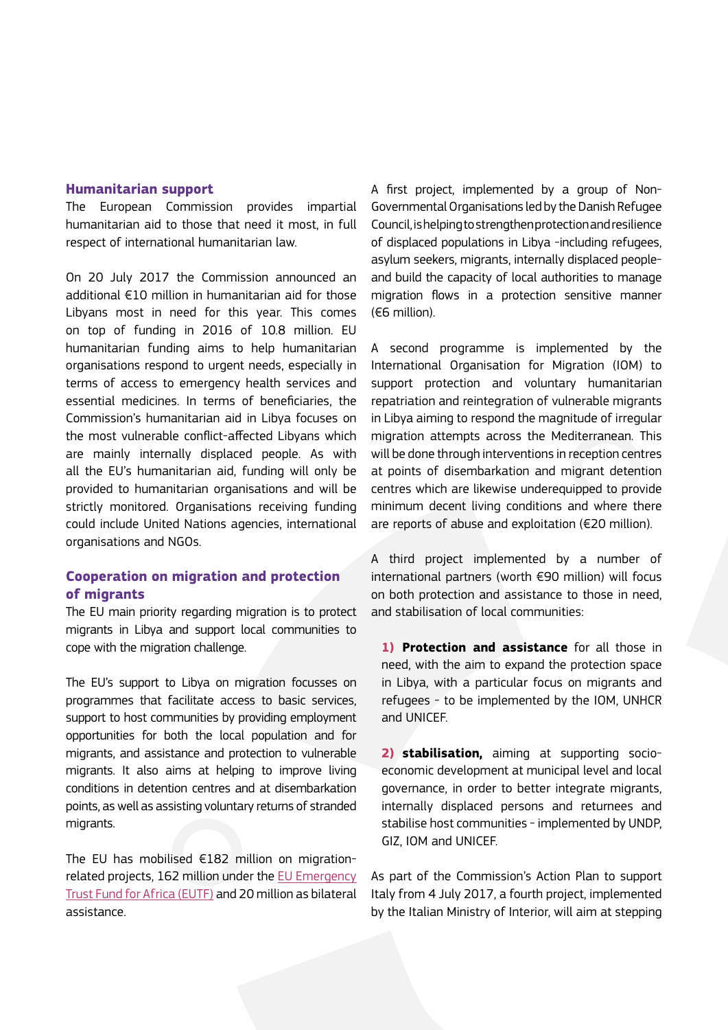## Humanitarian support

The European Commission provides impartial humanitarian aid to those that need it most, in full respect of international humanitarian law.

On 20 July 2017 the Commission announced an additional €10 million in humanitarian aid for those Libyans most in need for this year. This comes on top of funding in 2016 of 10.8 million. EU humanitarian funding aims to help humanitarian organisations respond to urgent needs, especially in terms of access to emergency health services and essential medicines. In terms of beneficiaries, the Commission's humanitarian aid in Libya focuses on the most vulnerable conflict-affected Libyans which are mainly internally displaced people. As with all the EU's humanitarian aid, funding will only be provided to humanitarian organisations and will be strictly monitored. Organisations receiving funding could include United Nations agencies, international organisations and NGOs.

## Cooperation on migration and protection of migrants

The EU main priority regarding migration is to protect migrants in Libya and support local communities to cope with the migration challenge.

The EU's support to Libya on migration focusses on programmes that facilitate access to basic services, support to host communities by providing employment opportunities for both the local population and for migrants, and assistance and protection to vulnerable migrants. It also aims at helping to improve living conditions in detention centres and at disembarkation points, as well as assisting voluntary returns of stranded migrants.

The EU has mobilised €182 million on migration-related projects, 162 million under the EU Emergency Trust Fund for Africa (EUTF) and 20 million as bilateral assistance.

A first project, implemented by a group of Non-Governmental Organisations led by the Danish Refugee Council, is helping to strengthen protection and resilience of displaced populations in Libya -including refugees, asylum seekers, migrants, internally displaced people- and build the capacity of local authorities to manage migration flows in a protection sensitive manner (€6 million).

A second programme is implemented by the International Organisation for Migration (IOM) to support protection and voluntary humanitarian repatriation and reintegration of vulnerable migrants in Libya aiming to respond the magnitude of irregular migration attempts across the Mediterranean. This will be done through interventions in reception centres at points of disembarkation and migrant detention centres which are likewise underequipped to provide minimum decent living conditions and where there are reports of abuse and exploitation (€20 million).

A third project implemented by a number of international partners (worth €90 million) will focus on both protection and assistance to those in need, and stabilisation of local communities:

1) **Protection and assistance** for all those in need, with the aim to expand the protection space in Libya, with a particular focus on migrants and refugees - to be implemented by the IOM, UNHCR and UNICEF.

2) **stabilisation,** aiming at supporting socio-economic development at municipal level and local governance, in order to better integrate migrants, internally displaced persons and returnees and stabilise host communities - implemented by UNDP, GIZ, IOM and UNICEF.

As part of the Commission's Action Plan to support Italy from 4 July 2017, a fourth project, implemented by the Italian Ministry of Interior, will aim at stepping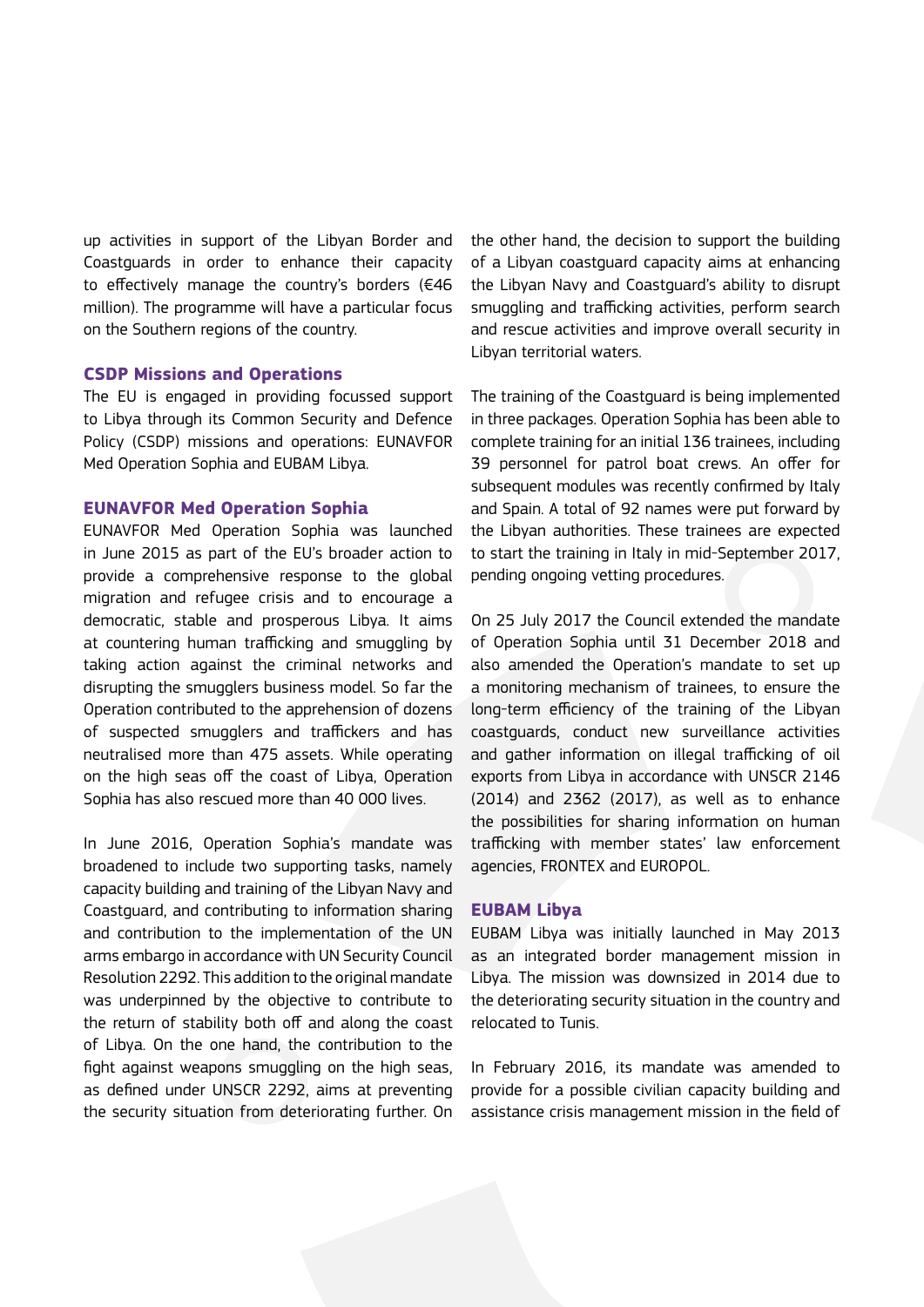up activities in support of the Libyan Border and Coastguards in order to enhance their capacity to effectively manage the country's borders (€46 million). The programme will have a particular focus on the Southern regions of the country.

### CSDP Missions and Operations

The EU is engaged in providing focussed support to Libya through its Common Security and Defence Policy (CSDP) missions and operations: EUNAVFOR Med Operation Sophia and EUBAM Libya.

### EUNAVFOR Med Operation Sophia

EUNAVFOR Med Operation Sophia was launched in June 2015 as part of the EU's broader action to provide a comprehensive response to the global migration and refugee crisis and to encourage a democratic, stable and prosperous Libya. It aims at countering human trafficking and smuggling by taking action against the criminal networks and disrupting the smugglers business model. So far the Operation contributed to the apprehension of dozens of suspected smugglers and traffickers and has neutralised more than 475 assets. While operating on the high seas off the coast of Libya, Operation Sophia has also rescued more than 40 000 lives.

In June 2016, Operation Sophia's mandate was broadened to include two supporting tasks, namely capacity building and training of the Libyan Navy and Coastguard, and contributing to information sharing and contribution to the implementation of the UN arms embargo in accordance with UN Security Council Resolution 2292. This addition to the original mandate was underpinned by the objective to contribute to the return of stability both off and along the coast of Libya. On the one hand, the contribution to the fight against weapons smuggling on the high seas, as defined under UNSCR 2292, aims at preventing the security situation from deteriorating further. On the other hand, the decision to support the building of a Libyan coastguard capacity aims at enhancing the Libyan Navy and Coastguard's ability to disrupt smuggling and trafficking activities, perform search and rescue activities and improve overall security in Libyan territorial waters.

The training of the Coastguard is being implemented in three packages. Operation Sophia has been able to complete training for an initial 136 trainees, including 39 personnel for patrol boat crews. An offer for subsequent modules was recently confirmed by Italy and Spain. A total of 92 names were put forward by the Libyan authorities. These trainees are expected to start the training in Italy in mid-September 2017, pending ongoing vetting procedures.

On 25 July 2017 the Council extended the mandate of Operation Sophia until 31 December 2018 and also amended the Operation's mandate to set up a monitoring mechanism of trainees, to ensure the long-term efficiency of the training of the Libyan coastguards, conduct new surveillance activities and gather information on illegal trafficking of oil exports from Libya in accordance with UNSCR 2146 (2014) and 2362 (2017), as well as to enhance the possibilities for sharing information on human trafficking with member states' law enforcement agencies, FRONTEX and EUROPOL.

### EUBAM Libya

EUBAM Libya was initially launched in May 2013 as an integrated border management mission in Libya. The mission was downsized in 2014 due to the deteriorating security situation in the country and relocated to Tunis.

In February 2016, its mandate was amended to provide for a possible civilian capacity building and assistance crisis management mission in the field of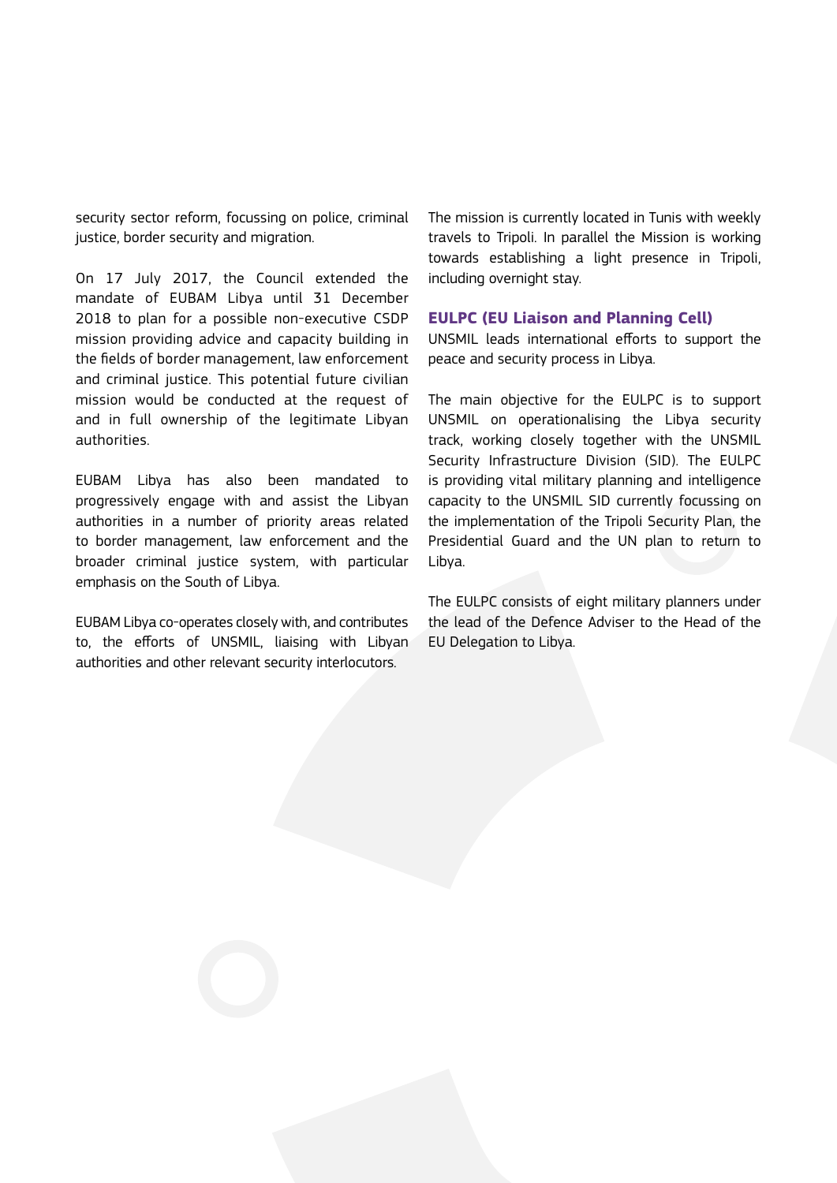security sector reform, focussing on police, criminal justice, border security and migration.

On 17 July 2017, the Council extended the mandate of EUBAM Libya until 31 December 2018 to plan for a possible non-executive CSDP mission providing advice and capacity building in the fields of border management, law enforcement and criminal justice. This potential future civilian mission would be conducted at the request of and in full ownership of the legitimate Libyan authorities.

EUBAM Libya has also been mandated to progressively engage with and assist the Libyan authorities in a number of priority areas related to border management, law enforcement and the broader criminal justice system, with particular emphasis on the South of Libya.

EUBAM Libya co-operates closely with, and contributes to, the efforts of UNSMIL, liaising with Libyan authorities and other relevant security interlocutors.

The mission is currently located in Tunis with weekly travels to Tripoli. In parallel the Mission is working towards establishing a light presence in Tripoli, including overnight stay.

### EULPC (EU Liaison and Planning Cell)

UNSMIL leads international efforts to support the peace and security process in Libya.

The main objective for the EULPC is to support UNSMIL on operationalising the Libya security track, working closely together with the UNSMIL Security Infrastructure Division (SID). The EULPC is providing vital military planning and intelligence capacity to the UNSMIL SID currently focussing on the implementation of the Tripoli Security Plan, the Presidential Guard and the UN plan to return to Libya.

The EULPC consists of eight military planners under the lead of the Defence Adviser to the Head of the EU Delegation to Libya.